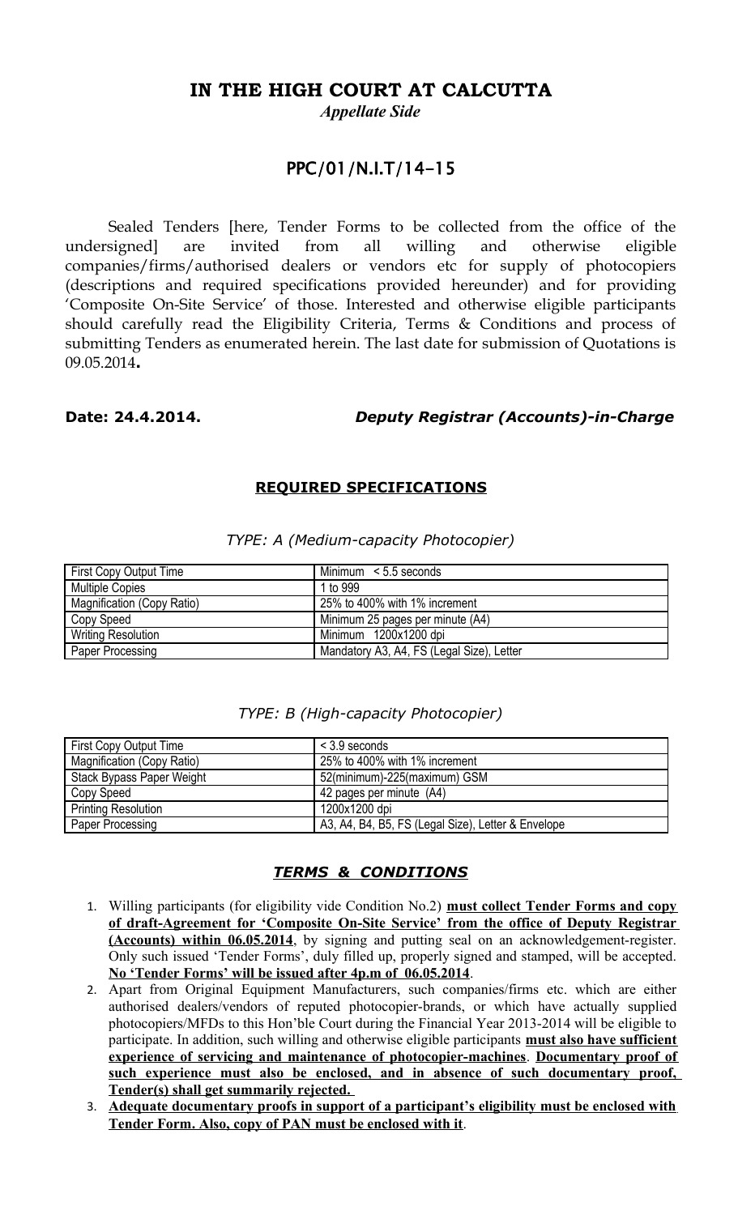# IN THE HIGH COURT AT CALCUTTA

***Appellate Side***

## PPC/01/N.I.T/14-15

Sealed Tenders [here, Tender Forms to be collected from the office of the undersigned] are invited from all willing and otherwise eligible companies/firms/authorised dealers or vendors etc for supply of photocopiers (descriptions and required specifications provided hereunder) and for providing 'Composite On-Site Service' of those. Interested and otherwise eligible participants should carefully read the Eligibility Criteria, Terms & Conditions and process of submitting Tenders as enumerated herein. The last date for submission of Quotations is 09.05.2014**.**

**Date: 24.4.2014.** ***Deputy Registrar (Accounts)-in-Charge***

### REQUIRED SPECIFICATIONS

*TYPE: A (Medium-capacity Photocopier)*

| First Copy Output Time | Minimum < 5.5 seconds |
|---|---|
| Multiple Copies | 1 to 999 |
| Magnification (Copy Ratio) | 25% to 400% with 1% increment |
| Copy Speed | Minimum 25 pages per minute (A4) |
| Writing Resolution | Minimum 1200x1200 dpi |
| Paper Processing | Mandatory A3, A4, FS (Legal Size), Letter |

*TYPE: B (High-capacity Photocopier)*

| First Copy Output Time | < 3.9 seconds |
|---|---|
| Magnification (Copy Ratio) | 25% to 400% with 1% increment |
| Stack Bypass Paper Weight | 52(minimum)-225(maximum) GSM |
| Copy Speed | 42 pages per minute (A4) |
| Printing Resolution | 1200x1200 dpi |
| Paper Processing | A3, A4, B4, B5, FS (Legal Size), Letter & Envelope |

### *TERMS & CONDITIONS*

1. Willing participants (for eligibility vide Condition No.2) **must collect Tender Forms and copy of draft-Agreement for 'Composite On-Site Service' from the office of Deputy Registrar (Accounts) within 06.05.2014**, by signing and putting seal on an acknowledgement-register. Only such issued 'Tender Forms', duly filled up, properly signed and stamped, will be accepted. **No 'Tender Forms' will be issued after 4p.m of 06.05.2014**.
2. Apart from Original Equipment Manufacturers, such companies/firms etc. which are either authorised dealers/vendors of reputed photocopier-brands, or which have actually supplied photocopiers/MFDs to this Hon'ble Court during the Financial Year 2013-2014 will be eligible to participate. In addition, such willing and otherwise eligible participants **must also have sufficient experience of servicing and maintenance of photocopier-machines**. **Documentary proof of such experience must also be enclosed, and in absence of such documentary proof, Tender(s) shall get summarily rejected.**
3. **Adequate documentary proofs in support of a participant's eligibility must be enclosed with Tender Form. Also, copy of PAN must be enclosed with it**.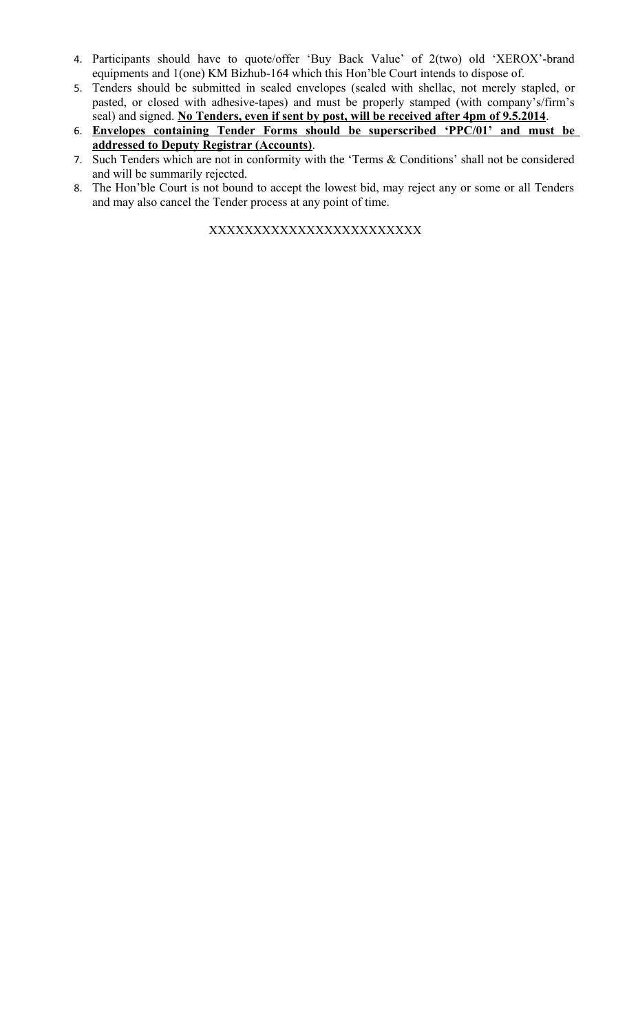4. Participants should have to quote/offer 'Buy Back Value' of 2(two) old 'XEROX'-brand equipments and 1(one) KM Bizhub-164 which this Hon'ble Court intends to dispose of.
5. Tenders should be submitted in sealed envelopes (sealed with shellac, not merely stapled, or pasted, or closed with adhesive-tapes) and must be properly stamped (with company's/firm's seal) and signed. **No Tenders, even if sent by post, will be received after 4pm of 9.5.2014**.
6. **Envelopes containing Tender Forms should be superscribed 'PPC/01' and must be addressed to Deputy Registrar (Accounts)**.
7. Such Tenders which are not in conformity with the 'Terms & Conditions' shall not be considered and will be summarily rejected.
8. The Hon'ble Court is not bound to accept the lowest bid, may reject any or some or all Tenders and may also cancel the Tender process at any point of time.

XXXXXXXXXXXXXXXXXXXXXXXX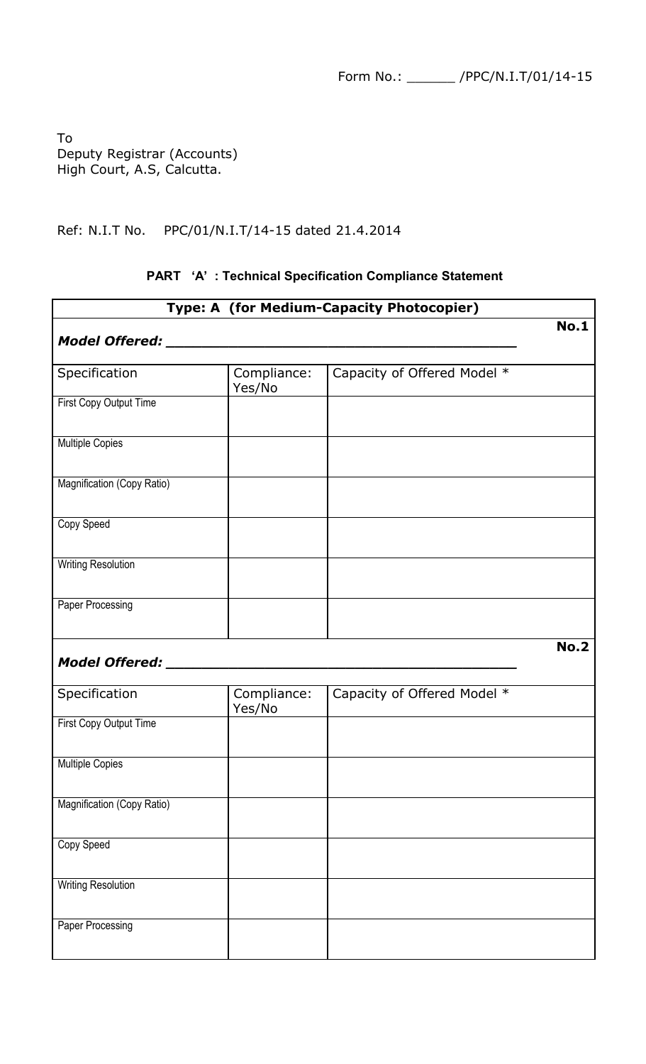Form No.: ______ /PPC/N.I.T/01/14-15

To
Deputy Registrar (Accounts)
High Court, A.S, Calcutta.

Ref: N.I.T No. PPC/01/N.I.T/14-15 dated 21.4.2014

**PART 'A' : Technical Specification Compliance Statement**

| **Type: A (for Medium-Capacity Photocopier)** | | |
|---|---|---|
| ***Model Offered: ______________________________________*** | | **No.1** |
| Specification | Compliance: Yes/No | Capacity of Offered Model * |
| First Copy Output Time | | |
| Multiple Copies | | |
| Magnification (Copy Ratio) | | |
| Copy Speed | | |
| Writing Resolution | | |
| Paper Processing | | |
| ***Model Offered: ______________________________________*** | | **No.2** |
| Specification | Compliance: Yes/No | Capacity of Offered Model * |
| First Copy Output Time | | |
| Multiple Copies | | |
| Magnification (Copy Ratio) | | |
| Copy Speed | | |
| Writing Resolution | | |
| Paper Processing | | |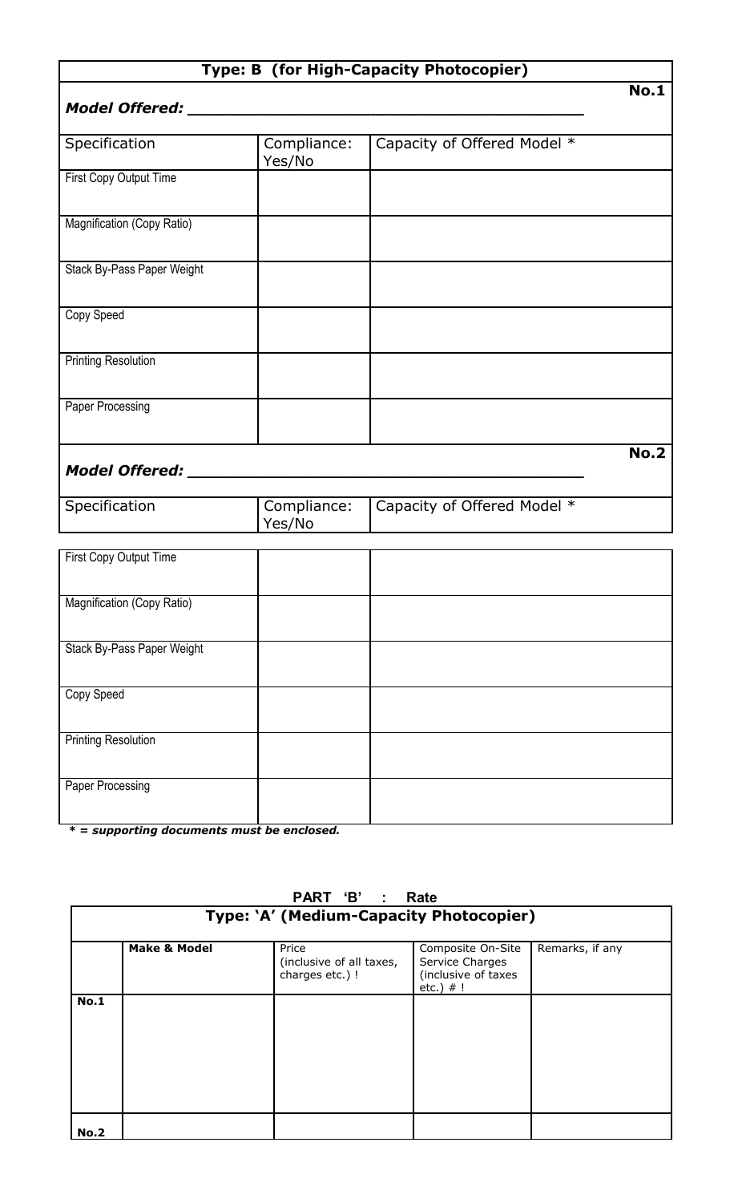**Type: B (for High-Capacity Photocopier)**

**No.1**

***Model Offered: ______________________________________***

| Specification | Compliance: Yes/No | Capacity of Offered Model * |
| --- | --- | --- |
| First Copy Output Time | | |
| Magnification (Copy Ratio) | | |
| Stack By-Pass Paper Weight | | |
| Copy Speed | | |
| Printing Resolution | | |
| Paper Processing | | |

**No.2**

***Model Offered: ______________________________________***

| Specification | Compliance: Yes/No | Capacity of Offered Model * |
| --- | --- | --- |
| First Copy Output Time | | |
| Magnification (Copy Ratio) | | |
| Stack By-Pass Paper Weight | | |
| Copy Speed | | |
| Printing Resolution | | |
| Paper Processing | | |

***\* = supporting documents must be enclosed.***

## PART 'B' : Rate

**Type: 'A' (Medium-Capacity Photocopier)**

| | Make & Model | Price (inclusive of all taxes, charges etc.) ! | Composite On-Site Service Charges (inclusive of taxes etc.) # ! | Remarks, if any |
| --- | --- | --- | --- | --- |
| **No.1** | | | | |
| **No.2** | | | | |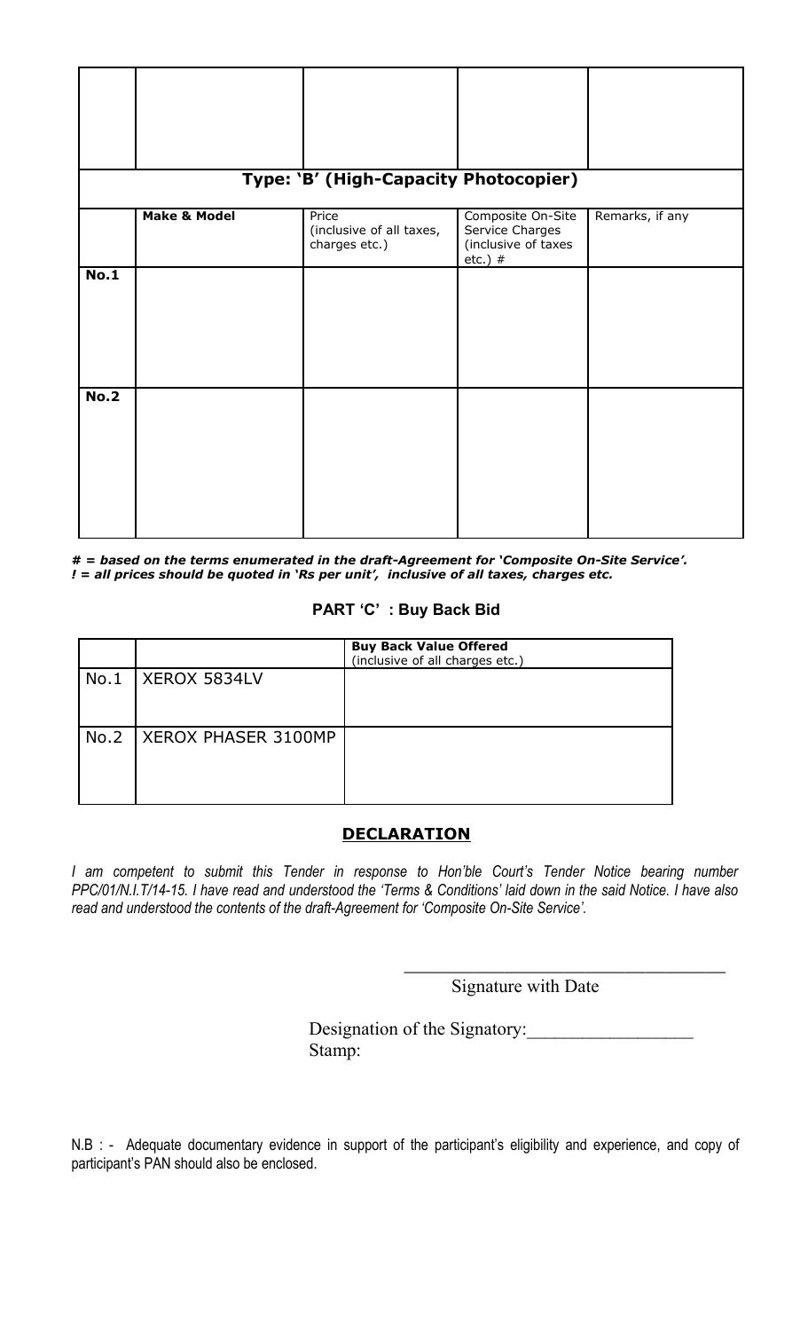| | | | | |
|---|---|---|---|---|
| | | | | |
| **Type: 'B' (High-Capacity Photocopier)** | | | | |
| | **Make & Model** | Price (inclusive of all taxes, charges etc.) | Composite On-Site Service Charges (inclusive of taxes etc.) # | Remarks, if any |
| **No.1** | | | | |
| **No.2** | | | | |

***# = based on the terms enumerated in the draft-Agreement for 'Composite On-Site Service'.***
***! = all prices should be quoted in 'Rs per unit', inclusive of all taxes, charges etc.***

## PART 'C' : Buy Back Bid

| | | **Buy Back Value Offered** (inclusive of all charges etc.) |
|---|---|---|
| No.1 | XEROX 5834LV | |
| No.2 | XEROX PHASER 3100MP | |

## DECLARATION

*I am competent to submit this Tender in response to Hon'ble Court's Tender Notice bearing number PPC/01/N.I.T/14-15. I have read and understood the 'Terms & Conditions' laid down in the said Notice. I have also read and understood the contents of the draft-Agreement for 'Composite On-Site Service'.*

\_\_\_\_\_\_\_\_\_\_\_\_\_\_\_\_\_\_\_\_\_\_\_\_\_\_\_\_\_\_\_\_\_\_

Signature with Date

Designation of the Signatory:\_\_\_\_\_\_\_\_\_\_\_\_\_\_\_\_\_\_

Stamp:

N.B : - Adequate documentary evidence in support of the participant's eligibility and experience, and copy of participant's PAN should also be enclosed.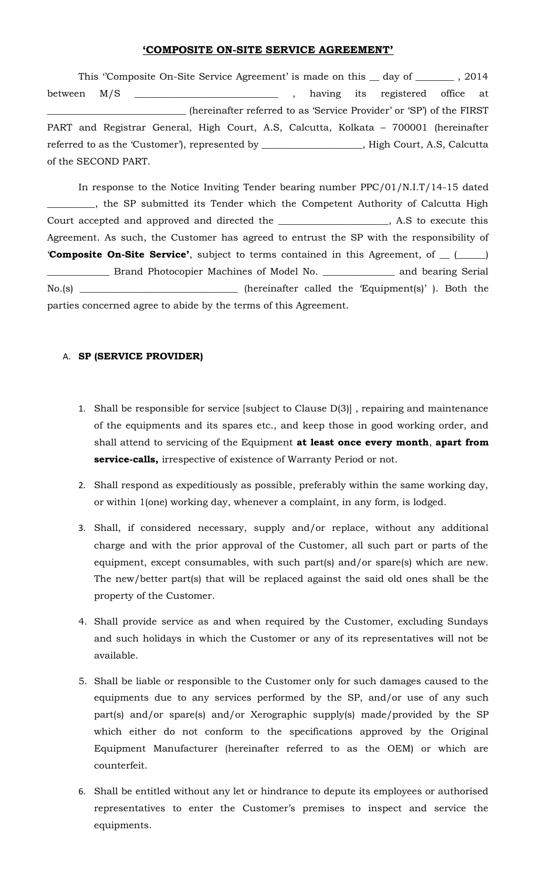# 'COMPOSITE ON-SITE SERVICE AGREEMENT'

This ''Composite On-Site Service Agreement' is made on this __ day of ________ , 2014 between M/S _____________________________ , having its registered office at _____________________________ (hereinafter referred to as 'Service Provider' or 'SP') of the FIRST PART and Registrar General, High Court, A.S, Calcutta, Kolkata – 700001 (hereinafter referred to as the 'Customer'), represented by _____________________, High Court, A.S, Calcutta of the SECOND PART.

In response to the Notice Inviting Tender bearing number PPC/01/N.I.T/14-15 dated __________, the SP submitted its Tender which the Competent Authority of Calcutta High Court accepted and approved and directed the _______________________, A.S to execute this Agreement. As such, the Customer has agreed to entrust the SP with the responsibility of '**Composite On-Site Service'**, subject to terms contained in this Agreement, of __ (______) _____________ Brand Photocopier Machines of Model No. _______________ and bearing Serial No.(s) _________________________________ (hereinafter called the 'Equipment(s)' ). Both the parties concerned agree to abide by the terms of this Agreement.

A. **SP (SERVICE PROVIDER)**

1. Shall be responsible for service [subject to Clause D(3)] , repairing and maintenance of the equipments and its spares etc., and keep those in good working order, and shall attend to servicing of the Equipment **at least once every month**, **apart from service-calls,** irrespective of existence of Warranty Period or not.
2. Shall respond as expeditiously as possible, preferably within the same working day, or within 1(one) working day, whenever a complaint, in any form, is lodged.
3. Shall, if considered necessary, supply and/or replace, without any additional charge and with the prior approval of the Customer, all such part or parts of the equipment, except consumables, with such part(s) and/or spare(s) which are new. The new/better part(s) that will be replaced against the said old ones shall be the property of the Customer.
4. Shall provide service as and when required by the Customer, excluding Sundays and such holidays in which the Customer or any of its representatives will not be available.
5. Shall be liable or responsible to the Customer only for such damages caused to the equipments due to any services performed by the SP, and/or use of any such part(s) and/or spare(s) and/or Xerographic supply(s) made/provided by the SP which either do not conform to the specifications approved by the Original Equipment Manufacturer (hereinafter referred to as the OEM) or which are counterfeit.
6. Shall be entitled without any let or hindrance to depute its employees or authorised representatives to enter the Customer's premises to inspect and service the equipments.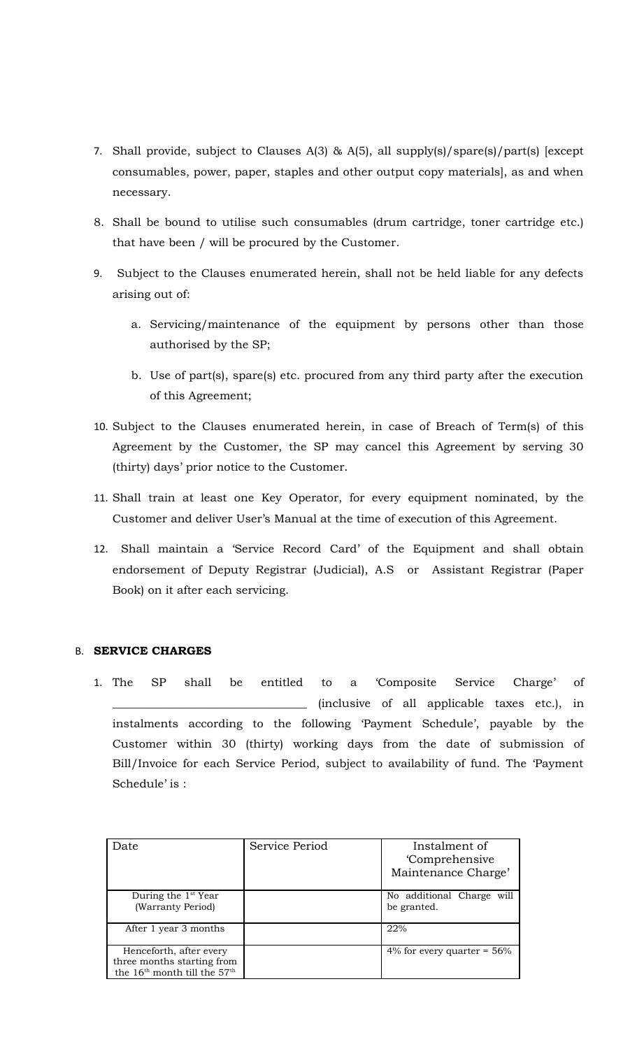7. Shall provide, subject to Clauses A(3) & A(5), all supply(s)/spare(s)/part(s) [except consumables, power, paper, staples and other output copy materials], as and when necessary.

8. Shall be bound to utilise such consumables (drum cartridge, toner cartridge etc.) that have been / will be procured by the Customer.

9. Subject to the Clauses enumerated herein, shall not be held liable for any defects arising out of:

   a. Servicing/maintenance of the equipment by persons other than those authorised by the SP;

   b. Use of part(s), spare(s) etc. procured from any third party after the execution of this Agreement;

10. Subject to the Clauses enumerated herein, in case of Breach of Term(s) of this Agreement by the Customer, the SP may cancel this Agreement by serving 30 (thirty) days' prior notice to the Customer.

11. Shall train at least one Key Operator, for every equipment nominated, by the Customer and deliver User's Manual at the time of execution of this Agreement.

12. Shall maintain a 'Service Record Card' of the Equipment and shall obtain endorsement of Deputy Registrar (Judicial), A.S or Assistant Registrar (Paper Book) on it after each servicing.

B. **SERVICE CHARGES**

1. The SP shall be entitled to a 'Composite Service Charge' of \_\_\_\_\_\_\_\_\_\_\_\_\_\_\_\_\_\_\_\_\_\_\_\_\_\_\_\_\_\_\_\_ (inclusive of all applicable taxes etc.), in instalments according to the following 'Payment Schedule', payable by the Customer within 30 (thirty) working days from the date of submission of Bill/Invoice for each Service Period, subject to availability of fund. The 'Payment Schedule' is :

| Date | Service Period | Instalment of 'Comprehensive Maintenance Charge' |
|---|---|---|
| During the 1st Year (Warranty Period) | | No additional Charge will be granted. |
| After 1 year 3 months | | 22% |
| Henceforth, after every three months starting from the 16th month till the 57th | | 4% for every quarter = 56% |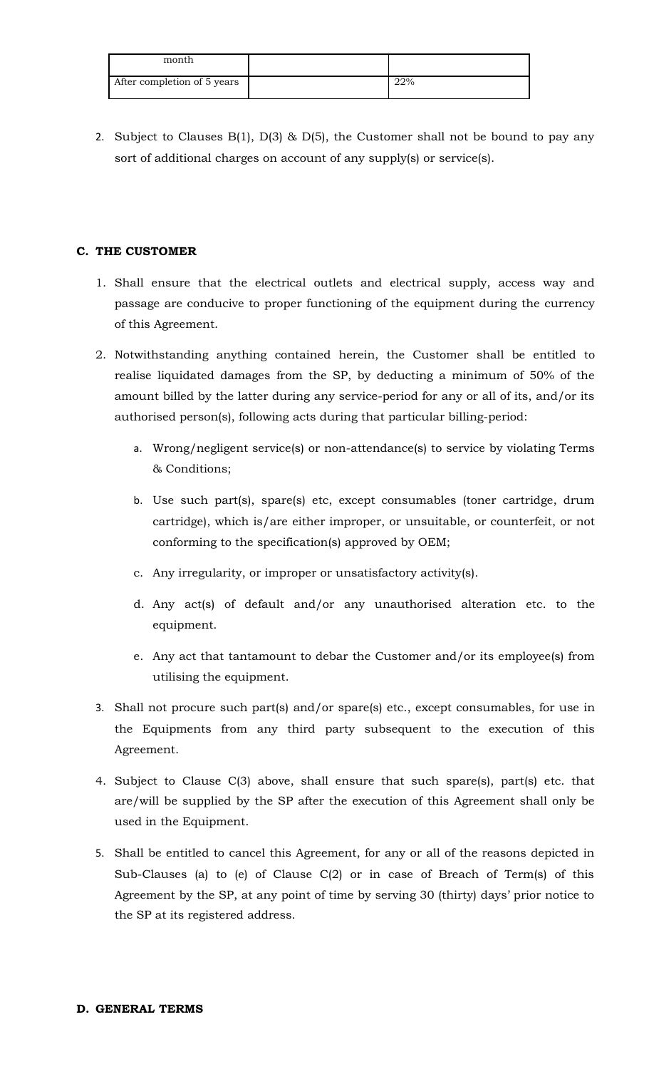| month | | |
|---|---|---|
| After completion of 5 years | | 22% |

2. Subject to Clauses B(1), D(3) & D(5), the Customer shall not be bound to pay any sort of additional charges on account of any supply(s) or service(s).

**C. THE CUSTOMER**

1. Shall ensure that the electrical outlets and electrical supply, access way and passage are conducive to proper functioning of the equipment during the currency of this Agreement.

2. Notwithstanding anything contained herein, the Customer shall be entitled to realise liquidated damages from the SP, by deducting a minimum of 50% of the amount billed by the latter during any service-period for any or all of its, and/or its authorised person(s), following acts during that particular billing-period:

    a. Wrong/negligent service(s) or non-attendance(s) to service by violating Terms & Conditions;

    b. Use such part(s), spare(s) etc, except consumables (toner cartridge, drum cartridge), which is/are either improper, or unsuitable, or counterfeit, or not conforming to the specification(s) approved by OEM;

    c. Any irregularity, or improper or unsatisfactory activity(s).

    d. Any act(s) of default and/or any unauthorised alteration etc. to the equipment.

    e. Any act that tantamount to debar the Customer and/or its employee(s) from utilising the equipment.

3. Shall not procure such part(s) and/or spare(s) etc., except consumables, for use in the Equipments from any third party subsequent to the execution of this Agreement.

4. Subject to Clause C(3) above, shall ensure that such spare(s), part(s) etc. that are/will be supplied by the SP after the execution of this Agreement shall only be used in the Equipment.

5. Shall be entitled to cancel this Agreement, for any or all of the reasons depicted in Sub-Clauses (a) to (e) of Clause C(2) or in case of Breach of Term(s) of this Agreement by the SP, at any point of time by serving 30 (thirty) days' prior notice to the SP at its registered address.

**D. GENERAL TERMS**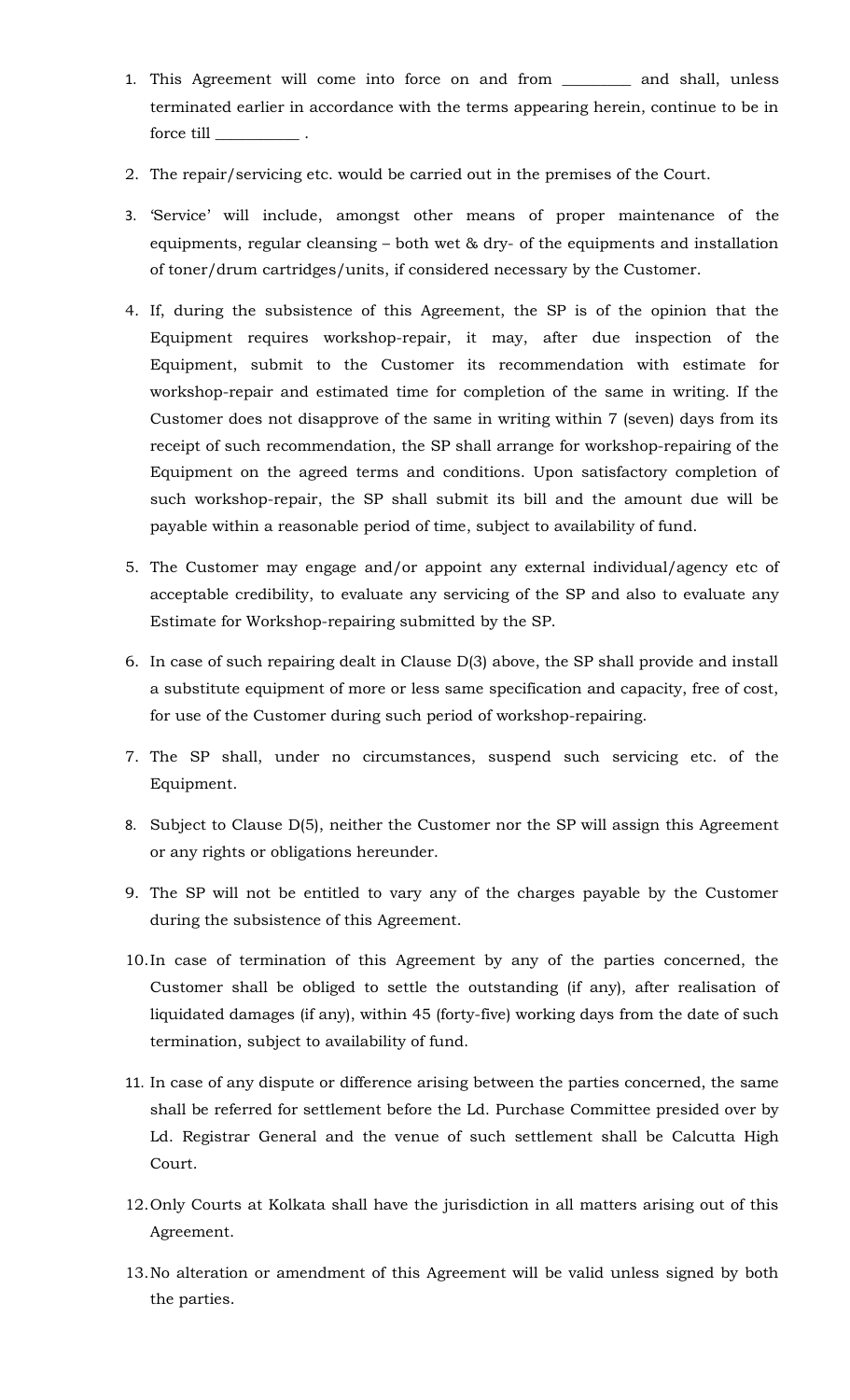1. This Agreement will come into force on and from _________ and shall, unless terminated earlier in accordance with the terms appearing herein, continue to be in force till ___________ .

2. The repair/servicing etc. would be carried out in the premises of the Court.

3. 'Service' will include, amongst other means of proper maintenance of the equipments, regular cleansing – both wet & dry- of the equipments and installation of toner/drum cartridges/units, if considered necessary by the Customer.

4. If, during the subsistence of this Agreement, the SP is of the opinion that the Equipment requires workshop-repair, it may, after due inspection of the Equipment, submit to the Customer its recommendation with estimate for workshop-repair and estimated time for completion of the same in writing. If the Customer does not disapprove of the same in writing within 7 (seven) days from its receipt of such recommendation, the SP shall arrange for workshop-repairing of the Equipment on the agreed terms and conditions. Upon satisfactory completion of such workshop-repair, the SP shall submit its bill and the amount due will be payable within a reasonable period of time, subject to availability of fund.

5. The Customer may engage and/or appoint any external individual/agency etc of acceptable credibility, to evaluate any servicing of the SP and also to evaluate any Estimate for Workshop-repairing submitted by the SP.

6. In case of such repairing dealt in Clause D(3) above, the SP shall provide and install a substitute equipment of more or less same specification and capacity, free of cost, for use of the Customer during such period of workshop-repairing.

7. The SP shall, under no circumstances, suspend such servicing etc. of the Equipment.

8. Subject to Clause D(5), neither the Customer nor the SP will assign this Agreement or any rights or obligations hereunder.

9. The SP will not be entitled to vary any of the charges payable by the Customer during the subsistence of this Agreement.

10. In case of termination of this Agreement by any of the parties concerned, the Customer shall be obliged to settle the outstanding (if any), after realisation of liquidated damages (if any), within 45 (forty-five) working days from the date of such termination, subject to availability of fund.

11. In case of any dispute or difference arising between the parties concerned, the same shall be referred for settlement before the Ld. Purchase Committee presided over by Ld. Registrar General and the venue of such settlement shall be Calcutta High Court.

12. Only Courts at Kolkata shall have the jurisdiction in all matters arising out of this Agreement.

13. No alteration or amendment of this Agreement will be valid unless signed by both the parties.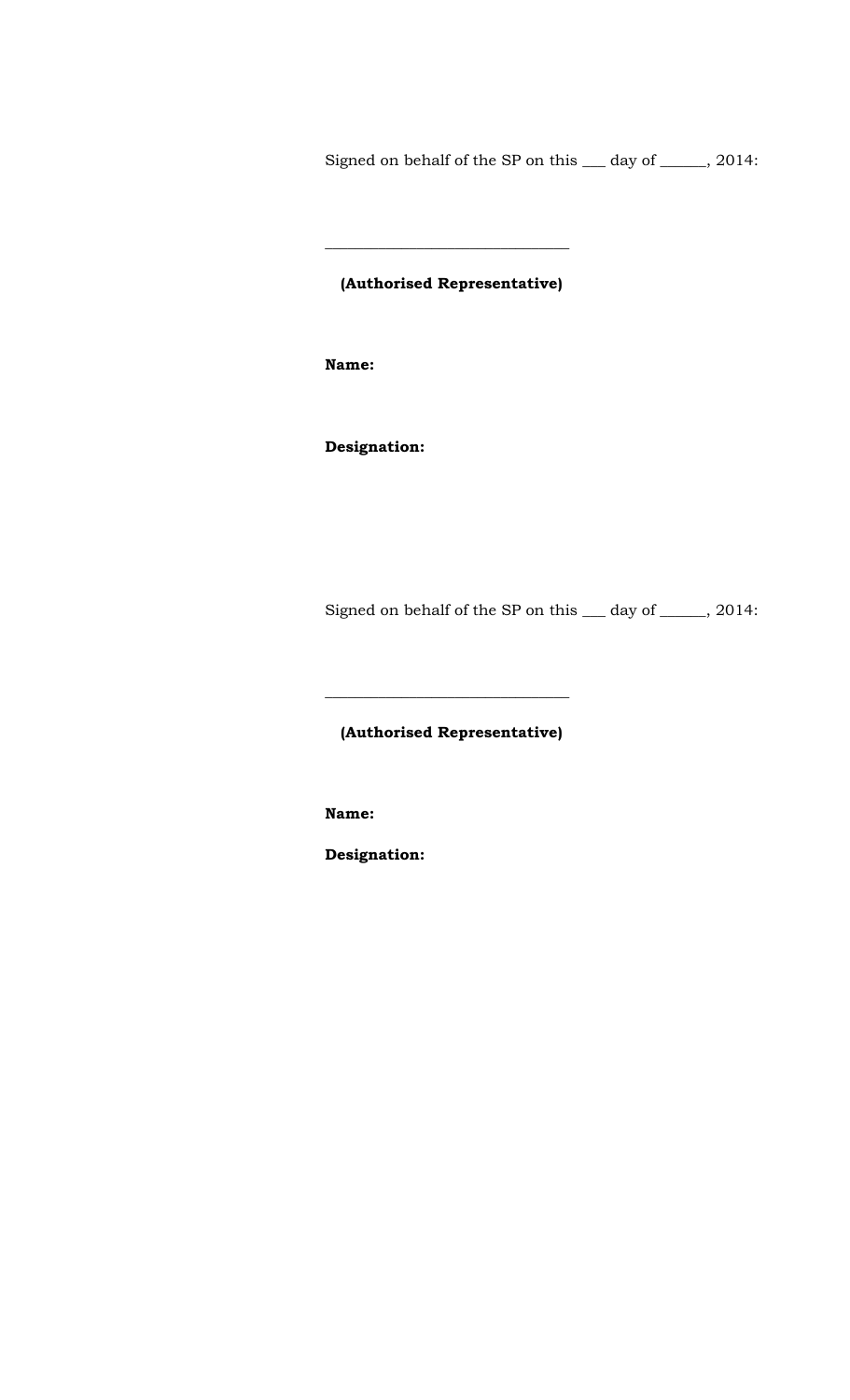Signed on behalf of the SP on this ___ day of ______, 2014:

______________________________

**(Authorised Representative)**

**Name:**

**Designation:**

Signed on behalf of the SP on this ___ day of ______, 2014:

______________________________

**(Authorised Representative)**

**Name:**

**Designation:**